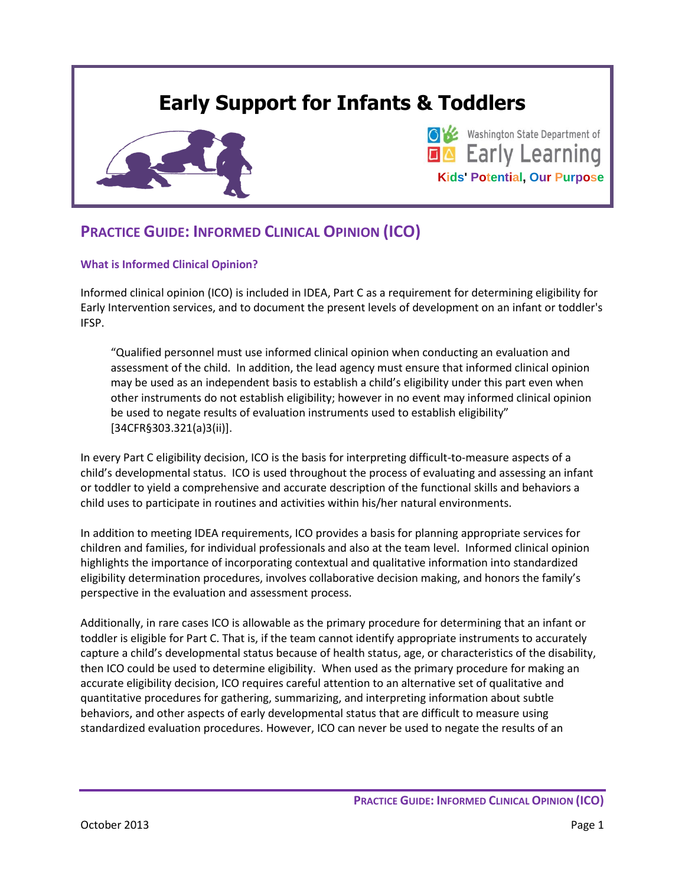# Early Support for Infants & Toddlers

Washington State Department of Early Learning

Kids' Potential, Our Purpose

## PRACTICE GUIDE: INFORMED CLINICAL OPINION (ICO)

### What is Informed Clinical Opinion?

Informed clinical opinion (ICO) is included in IDEA, Part C as a requirement for determining eligibility for Early Intervention services, and to document the present levels of development on an infant or toddler's IFSP.

> "Qualified personnel must use informed clinical opinion when conducting an evaluation and assessment of the child. In addition, the lead agency must ensure that informed clinical opinion may be used as an independent basis to establish a child's eligibility under this part even when other instruments do not establish eligibility; however in no event may informed clinical opinion be used to negate results of evaluation instruments used to establish eligibility" [34CFR§303.321(a)3(ii)].

In every Part C eligibility decision, ICO is the basis for interpreting difficult-to-measure aspects of a child's developmental status. ICO is used throughout the process of evaluating and assessing an infant or toddler to yield a comprehensive and accurate description of the functional skills and behaviors a child uses to participate in routines and activities within his/her natural environments.

In addition to meeting IDEA requirements, ICO provides a basis for planning appropriate services for children and families, for individual professionals and also at the team level. Informed clinical opinion highlights the importance of incorporating contextual and qualitative information into standardized eligibility determination procedures, involves collaborative decision making, and honors the family's perspective in the evaluation and assessment process.

Additionally, in rare cases ICO is allowable as the primary procedure for determining that an infant or toddler is eligible for Part C. That is, if the team cannot identify appropriate instruments to accurately capture a child's developmental status because of health status, age, or characteristics of the disability, then ICO could be used to determine eligibility. When used as the primary procedure for making an accurate eligibility decision, ICO requires careful attention to an alternative set of qualitative and quantitative procedures for gathering, summarizing, and interpreting information about subtle behaviors, and other aspects of early developmental status that are difficult to measure using standardized evaluation procedures. However, ICO can never be used to negate the results of an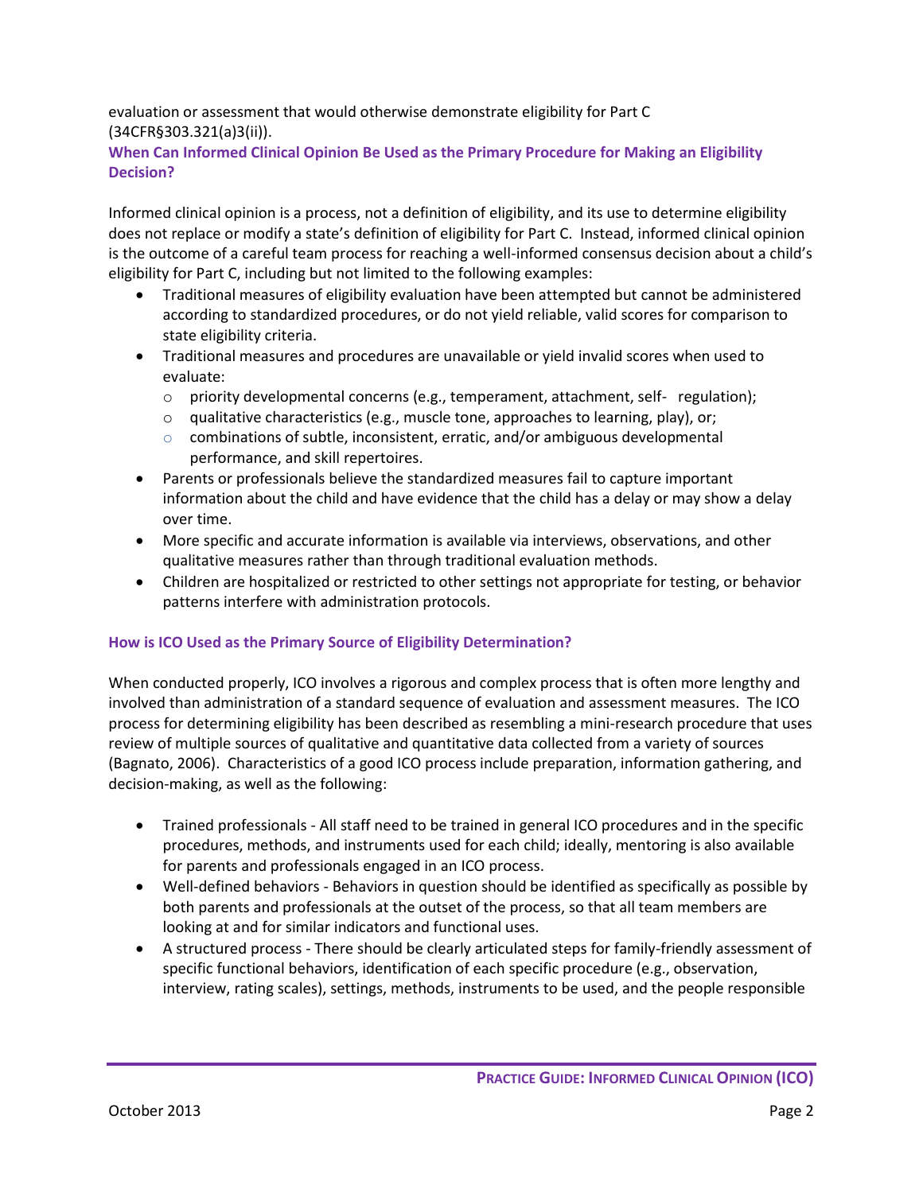evaluation or assessment that would otherwise demonstrate eligibility for Part C (34CFR§303.321(a)3(ii)).

### When Can Informed Clinical Opinion Be Used as the Primary Procedure for Making an Eligibility Decision?

Informed clinical opinion is a process, not a definition of eligibility, and its use to determine eligibility does not replace or modify a state's definition of eligibility for Part C. Instead, informed clinical opinion is the outcome of a careful team process for reaching a well-informed consensus decision about a child's eligibility for Part C, including but not limited to the following examples:

- Traditional measures of eligibility evaluation have been attempted but cannot be administered according to standardized procedures, or do not yield reliable, valid scores for comparison to state eligibility criteria.
- Traditional measures and procedures are unavailable or yield invalid scores when used to evaluate:
  - priority developmental concerns (e.g., temperament, attachment, self- regulation);
  - qualitative characteristics (e.g., muscle tone, approaches to learning, play), or;
  - combinations of subtle, inconsistent, erratic, and/or ambiguous developmental performance, and skill repertoires.
- Parents or professionals believe the standardized measures fail to capture important information about the child and have evidence that the child has a delay or may show a delay over time.
- More specific and accurate information is available via interviews, observations, and other qualitative measures rather than through traditional evaluation methods.
- Children are hospitalized or restricted to other settings not appropriate for testing, or behavior patterns interfere with administration protocols.

### How is ICO Used as the Primary Source of Eligibility Determination?

When conducted properly, ICO involves a rigorous and complex process that is often more lengthy and involved than administration of a standard sequence of evaluation and assessment measures. The ICO process for determining eligibility has been described as resembling a mini-research procedure that uses review of multiple sources of qualitative and quantitative data collected from a variety of sources (Bagnato, 2006). Characteristics of a good ICO process include preparation, information gathering, and decision-making, as well as the following:

- Trained professionals - All staff need to be trained in general ICO procedures and in the specific procedures, methods, and instruments used for each child; ideally, mentoring is also available for parents and professionals engaged in an ICO process.
- Well-defined behaviors - Behaviors in question should be identified as specifically as possible by both parents and professionals at the outset of the process, so that all team members are looking at and for similar indicators and functional uses.
- A structured process - There should be clearly articulated steps for family-friendly assessment of specific functional behaviors, identification of each specific procedure (e.g., observation, interview, rating scales), settings, methods, instruments to be used, and the people responsible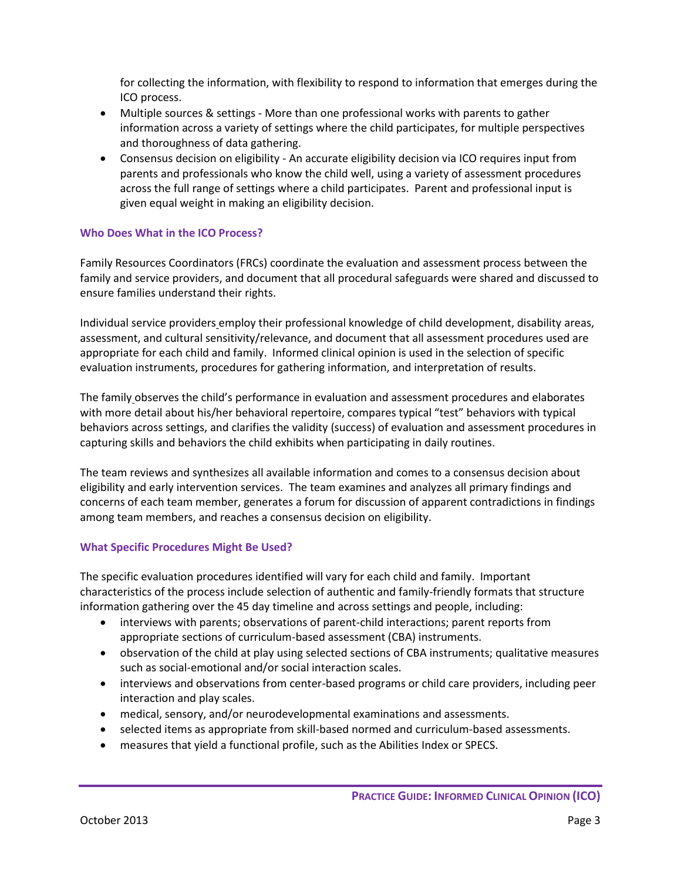for collecting the information, with flexibility to respond to information that emerges during the ICO process.

- Multiple sources & settings - More than one professional works with parents to gather information across a variety of settings where the child participates, for multiple perspectives and thoroughness of data gathering.
- Consensus decision on eligibility - An accurate eligibility decision via ICO requires input from parents and professionals who know the child well, using a variety of assessment procedures across the full range of settings where a child participates. Parent and professional input is given equal weight in making an eligibility decision.

### Who Does What in the ICO Process?

Family Resources Coordinators (FRCs) coordinate the evaluation and assessment process between the family and service providers, and document that all procedural safeguards were shared and discussed to ensure families understand their rights.

Individual service providers employ their professional knowledge of child development, disability areas, assessment, and cultural sensitivity/relevance, and document that all assessment procedures used are appropriate for each child and family. Informed clinical opinion is used in the selection of specific evaluation instruments, procedures for gathering information, and interpretation of results.

The family observes the child's performance in evaluation and assessment procedures and elaborates with more detail about his/her behavioral repertoire, compares typical "test" behaviors with typical behaviors across settings, and clarifies the validity (success) of evaluation and assessment procedures in capturing skills and behaviors the child exhibits when participating in daily routines.

The team reviews and synthesizes all available information and comes to a consensus decision about eligibility and early intervention services. The team examines and analyzes all primary findings and concerns of each team member, generates a forum for discussion of apparent contradictions in findings among team members, and reaches a consensus decision on eligibility.

### What Specific Procedures Might Be Used?

The specific evaluation procedures identified will vary for each child and family. Important characteristics of the process include selection of authentic and family-friendly formats that structure information gathering over the 45 day timeline and across settings and people, including:

- interviews with parents; observations of parent-child interactions; parent reports from appropriate sections of curriculum-based assessment (CBA) instruments.
- observation of the child at play using selected sections of CBA instruments; qualitative measures such as social-emotional and/or social interaction scales.
- interviews and observations from center-based programs or child care providers, including peer interaction and play scales.
- medical, sensory, and/or neurodevelopmental examinations and assessments.
- selected items as appropriate from skill-based normed and curriculum-based assessments.
- measures that yield a functional profile, such as the Abilities Index or SPECS.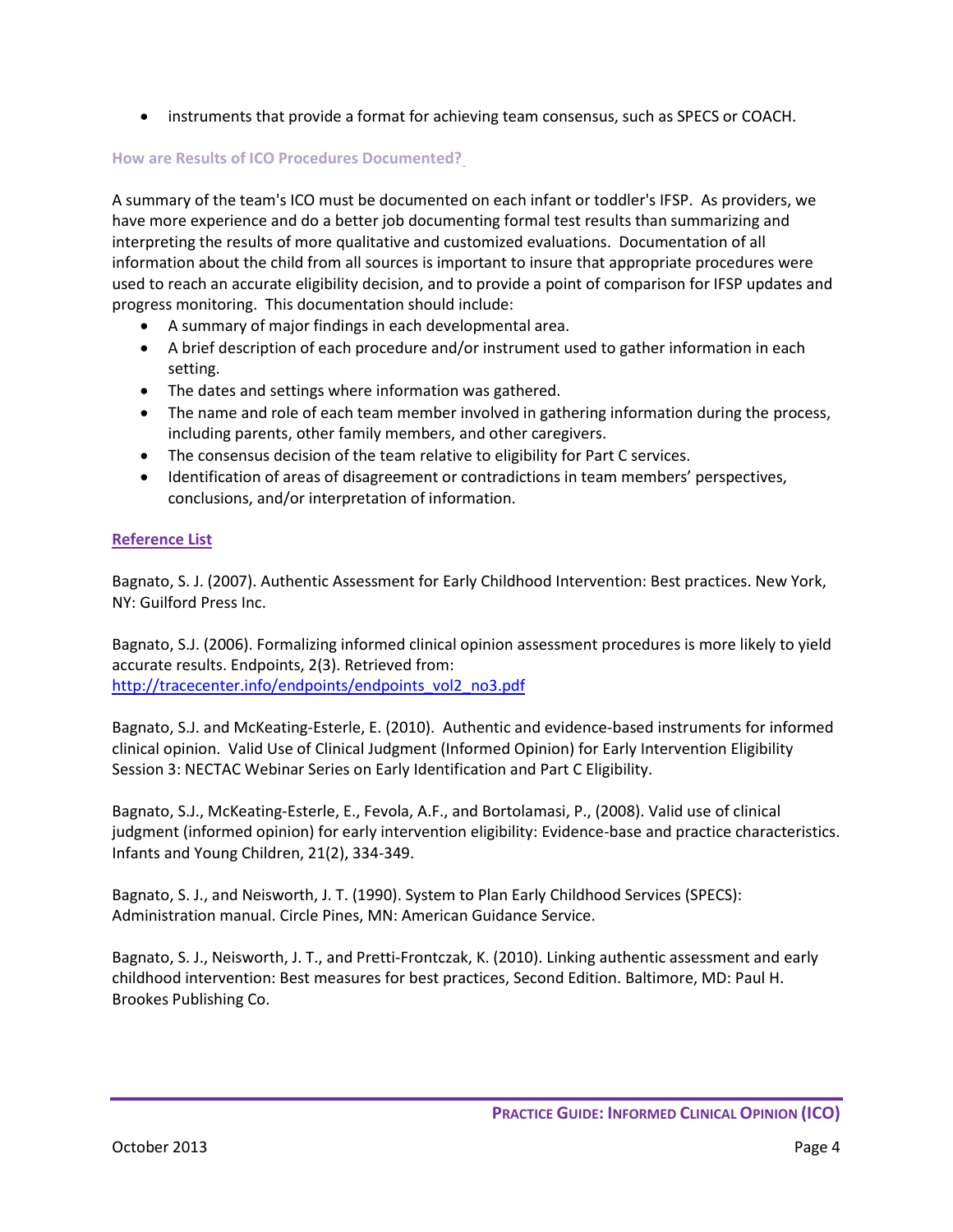- instruments that provide a format for achieving team consensus, such as SPECS or COACH.

### How are Results of ICO Procedures Documented?

A summary of the team's ICO must be documented on each infant or toddler's IFSP. As providers, we have more experience and do a better job documenting formal test results than summarizing and interpreting the results of more qualitative and customized evaluations. Documentation of all information about the child from all sources is important to insure that appropriate procedures were used to reach an accurate eligibility decision, and to provide a point of comparison for IFSP updates and progress monitoring. This documentation should include:

- A summary of major findings in each developmental area.
- A brief description of each procedure and/or instrument used to gather information in each setting.
- The dates and settings where information was gathered.
- The name and role of each team member involved in gathering information during the process, including parents, other family members, and other caregivers.
- The consensus decision of the team relative to eligibility for Part C services.
- Identification of areas of disagreement or contradictions in team members' perspectives, conclusions, and/or interpretation of information.

### Reference List

Bagnato, S. J. (2007). Authentic Assessment for Early Childhood Intervention: Best practices. New York, NY: Guilford Press Inc.

Bagnato, S.J. (2006). Formalizing informed clinical opinion assessment procedures is more likely to yield accurate results. Endpoints, 2(3). Retrieved from: http://tracecenter.info/endpoints/endpoints_vol2_no3.pdf

Bagnato, S.J. and McKeating-Esterle, E. (2010). Authentic and evidence-based instruments for informed clinical opinion. Valid Use of Clinical Judgment (Informed Opinion) for Early Intervention Eligibility Session 3: NECTAC Webinar Series on Early Identification and Part C Eligibility.

Bagnato, S.J., McKeating-Esterle, E., Fevola, A.F., and Bortolamasi, P., (2008). Valid use of clinical judgment (informed opinion) for early intervention eligibility: Evidence-base and practice characteristics. Infants and Young Children, 21(2), 334-349.

Bagnato, S. J., and Neisworth, J. T. (1990). System to Plan Early Childhood Services (SPECS): Administration manual. Circle Pines, MN: American Guidance Service.

Bagnato, S. J., Neisworth, J. T., and Pretti-Frontczak, K. (2010). Linking authentic assessment and early childhood intervention: Best measures for best practices, Second Edition. Baltimore, MD: Paul H. Brookes Publishing Co.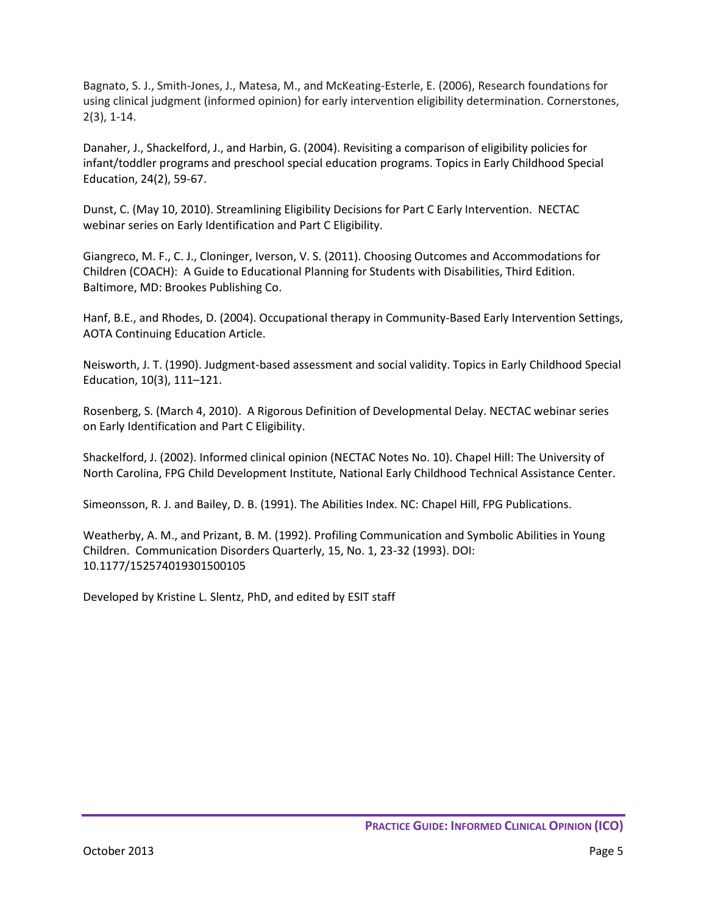Bagnato, S. J., Smith-Jones, J., Matesa, M., and McKeating-Esterle, E. (2006), Research foundations for using clinical judgment (informed opinion) for early intervention eligibility determination. Cornerstones, 2(3), 1-14.

Danaher, J., Shackelford, J., and Harbin, G. (2004). Revisiting a comparison of eligibility policies for infant/toddler programs and preschool special education programs. Topics in Early Childhood Special Education, 24(2), 59-67.

Dunst, C. (May 10, 2010). Streamlining Eligibility Decisions for Part C Early Intervention. NECTAC webinar series on Early Identification and Part C Eligibility.

Giangreco, M. F., C. J., Cloninger, Iverson, V. S. (2011). Choosing Outcomes and Accommodations for Children (COACH): A Guide to Educational Planning for Students with Disabilities, Third Edition. Baltimore, MD: Brookes Publishing Co.

Hanf, B.E., and Rhodes, D. (2004). Occupational therapy in Community-Based Early Intervention Settings, AOTA Continuing Education Article.

Neisworth, J. T. (1990). Judgment-based assessment and social validity. Topics in Early Childhood Special Education, 10(3), 111–121.

Rosenberg, S. (March 4, 2010). A Rigorous Definition of Developmental Delay. NECTAC webinar series on Early Identification and Part C Eligibility.

Shackelford, J. (2002). Informed clinical opinion (NECTAC Notes No. 10). Chapel Hill: The University of North Carolina, FPG Child Development Institute, National Early Childhood Technical Assistance Center.

Simeonsson, R. J. and Bailey, D. B. (1991). The Abilities Index. NC: Chapel Hill, FPG Publications.

Weatherby, A. M., and Prizant, B. M. (1992). Profiling Communication and Symbolic Abilities in Young Children. Communication Disorders Quarterly, 15, No. 1, 23-32 (1993). DOI: 10.1177/152574019301500105

Developed by Kristine L. Slentz, PhD, and edited by ESIT staff